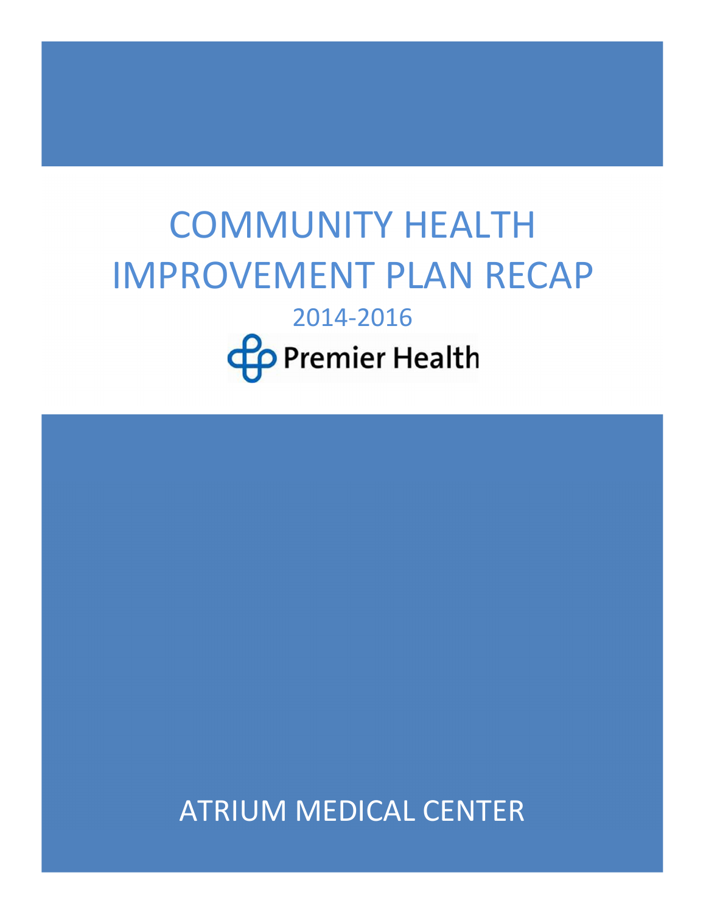# COMMUNITY HEALTH IMPROVEMENT PLAN RECAP

2014-2016

Premier Health

ATRIUM MEDICAL CENTER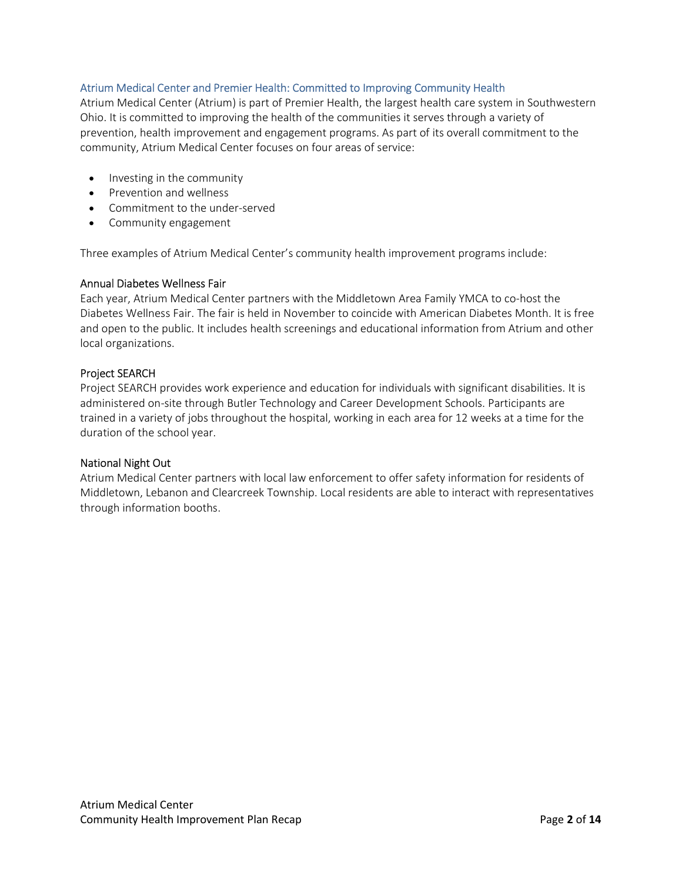## Atrium Medical Center and Premier Health: Committed to Improving Community Health

Atrium Medical Center (Atrium) is part of Premier Health, the largest health care system in Southwestern Ohio. It is committed to improving the health of the communities it serves through a variety of prevention, health improvement and engagement programs. As part of its overall commitment to the community, Atrium Medical Center focuses on four areas of service:

- Investing in the community
- Prevention and wellness
- Commitment to the under-served
- Community engagement

Three examples of Atrium Medical Center's community health improvement programs include:

### Annual Diabetes Wellness Fair

Each year, Atrium Medical Center partners with the Middletown Area Family YMCA to co-host the Diabetes Wellness Fair. The fair is held in November to coincide with American Diabetes Month. It is free and open to the public. It includes health screenings and educational information from Atrium and other local organizations.

### Project SEARCH

Project SEARCH provides work experience and education for individuals with significant disabilities. It is administered on-site through Butler Technology and Career Development Schools. Participants are trained in a variety of jobs throughout the hospital, working in each area for 12 weeks at a time for the duration of the school year.

### National Night Out

Atrium Medical Center partners with local law enforcement to offer safety information for residents of Middletown, Lebanon and Clearcreek Township. Local residents are able to interact with representatives through information booths.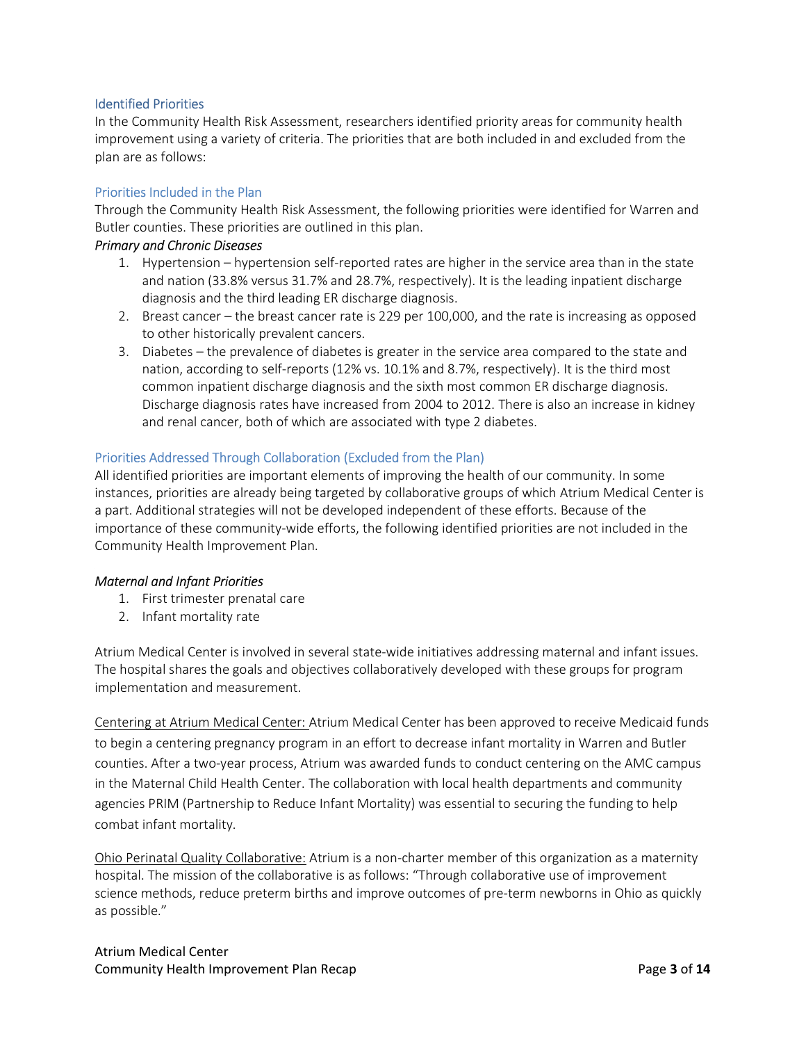## Identified Priorities

In the Community Health Risk Assessment, researchers identified priority areas for community health improvement using a variety of criteria. The priorities that are both included in and excluded from the plan are as follows:

### Priorities Included in the Plan

Through the Community Health Risk Assessment, the following priorities were identified for Warren and Butler counties. These priorities are outlined in this plan.

*Primary and Chronic Diseases*

1. Hypertension – hypertension self-reported rates are higher in the service area than in the state and nation (33.8% versus 31.7% and 28.7%, respectively). It is the leading inpatient discharge diagnosis and the third leading ER discharge diagnosis.
2. Breast cancer – the breast cancer rate is 229 per 100,000, and the rate is increasing as opposed to other historically prevalent cancers.
3. Diabetes – the prevalence of diabetes is greater in the service area compared to the state and nation, according to self-reports (12% vs. 10.1% and 8.7%, respectively). It is the third most common inpatient discharge diagnosis and the sixth most common ER discharge diagnosis. Discharge diagnosis rates have increased from 2004 to 2012. There is also an increase in kidney and renal cancer, both of which are associated with type 2 diabetes.

### Priorities Addressed Through Collaboration (Excluded from the Plan)

All identified priorities are important elements of improving the health of our community. In some instances, priorities are already being targeted by collaborative groups of which Atrium Medical Center is a part. Additional strategies will not be developed independent of these efforts. Because of the importance of these community-wide efforts, the following identified priorities are not included in the Community Health Improvement Plan.

*Maternal and Infant Priorities*

1. First trimester prenatal care
2. Infant mortality rate

Atrium Medical Center is involved in several state-wide initiatives addressing maternal and infant issues. The hospital shares the goals and objectives collaboratively developed with these groups for program implementation and measurement.

<u>Centering at Atrium Medical Center:</u> Atrium Medical Center has been approved to receive Medicaid funds to begin a centering pregnancy program in an effort to decrease infant mortality in Warren and Butler counties. After a two-year process, Atrium was awarded funds to conduct centering on the AMC campus in the Maternal Child Health Center. The collaboration with local health departments and community agencies PRIM (Partnership to Reduce Infant Mortality) was essential to securing the funding to help combat infant mortality.

<u>Ohio Perinatal Quality Collaborative:</u> Atrium is a non-charter member of this organization as a maternity hospital. The mission of the collaborative is as follows: "Through collaborative use of improvement science methods, reduce preterm births and improve outcomes of pre-term newborns in Ohio as quickly as possible."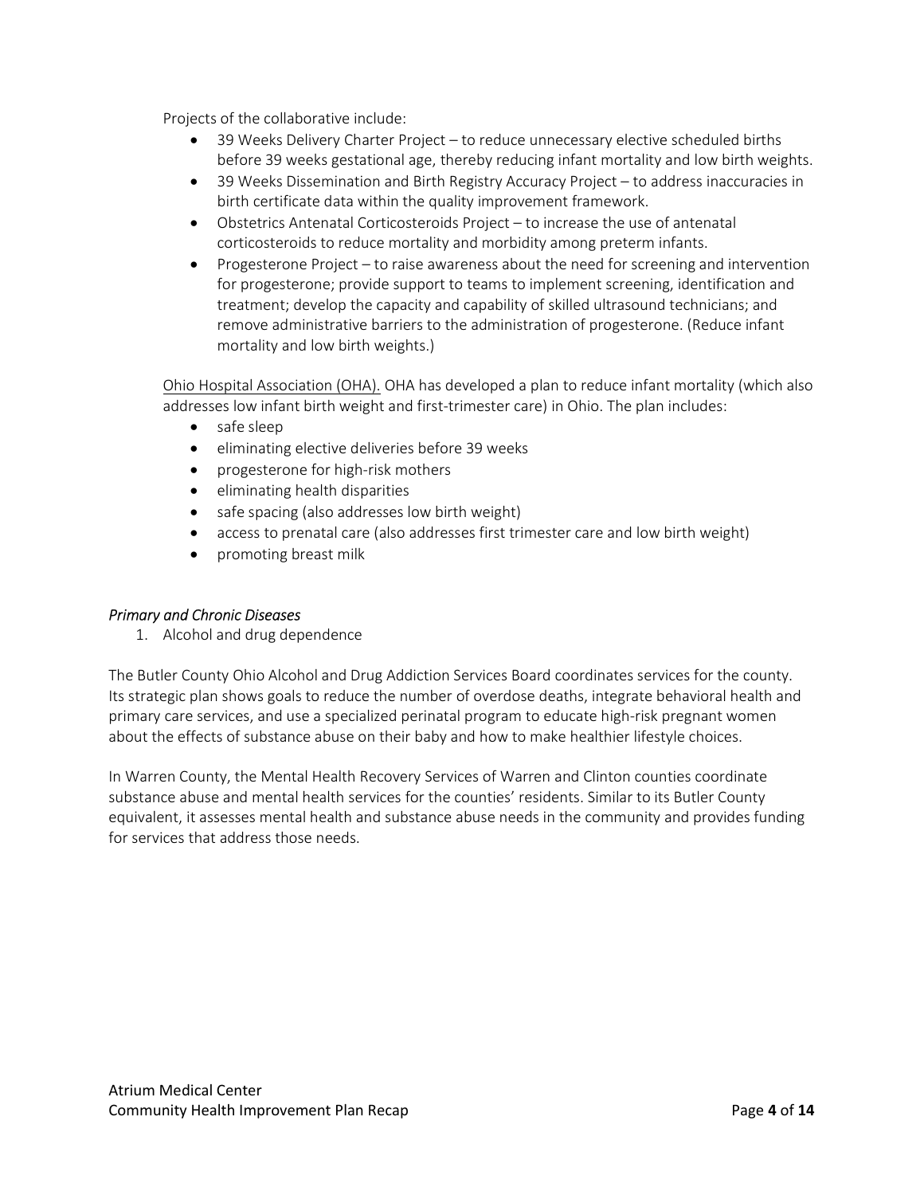Projects of the collaborative include:

- 39 Weeks Delivery Charter Project – to reduce unnecessary elective scheduled births before 39 weeks gestational age, thereby reducing infant mortality and low birth weights.
- 39 Weeks Dissemination and Birth Registry Accuracy Project – to address inaccuracies in birth certificate data within the quality improvement framework.
- Obstetrics Antenatal Corticosteroids Project – to increase the use of antenatal corticosteroids to reduce mortality and morbidity among preterm infants.
- Progesterone Project – to raise awareness about the need for screening and intervention for progesterone; provide support to teams to implement screening, identification and treatment; develop the capacity and capability of skilled ultrasound technicians; and remove administrative barriers to the administration of progesterone. (Reduce infant mortality and low birth weights.)

<u>Ohio Hospital Association (OHA).</u> OHA has developed a plan to reduce infant mortality (which also addresses low infant birth weight and first-trimester care) in Ohio. The plan includes:

- safe sleep
- eliminating elective deliveries before 39 weeks
- progesterone for high-risk mothers
- eliminating health disparities
- safe spacing (also addresses low birth weight)
- access to prenatal care (also addresses first trimester care and low birth weight)
- promoting breast milk

*Primary and Chronic Diseases*

1. Alcohol and drug dependence

The Butler County Ohio Alcohol and Drug Addiction Services Board coordinates services for the county. Its strategic plan shows goals to reduce the number of overdose deaths, integrate behavioral health and primary care services, and use a specialized perinatal program to educate high-risk pregnant women about the effects of substance abuse on their baby and how to make healthier lifestyle choices.

In Warren County, the Mental Health Recovery Services of Warren and Clinton counties coordinate substance abuse and mental health services for the counties' residents. Similar to its Butler County equivalent, it assesses mental health and substance abuse needs in the community and provides funding for services that address those needs.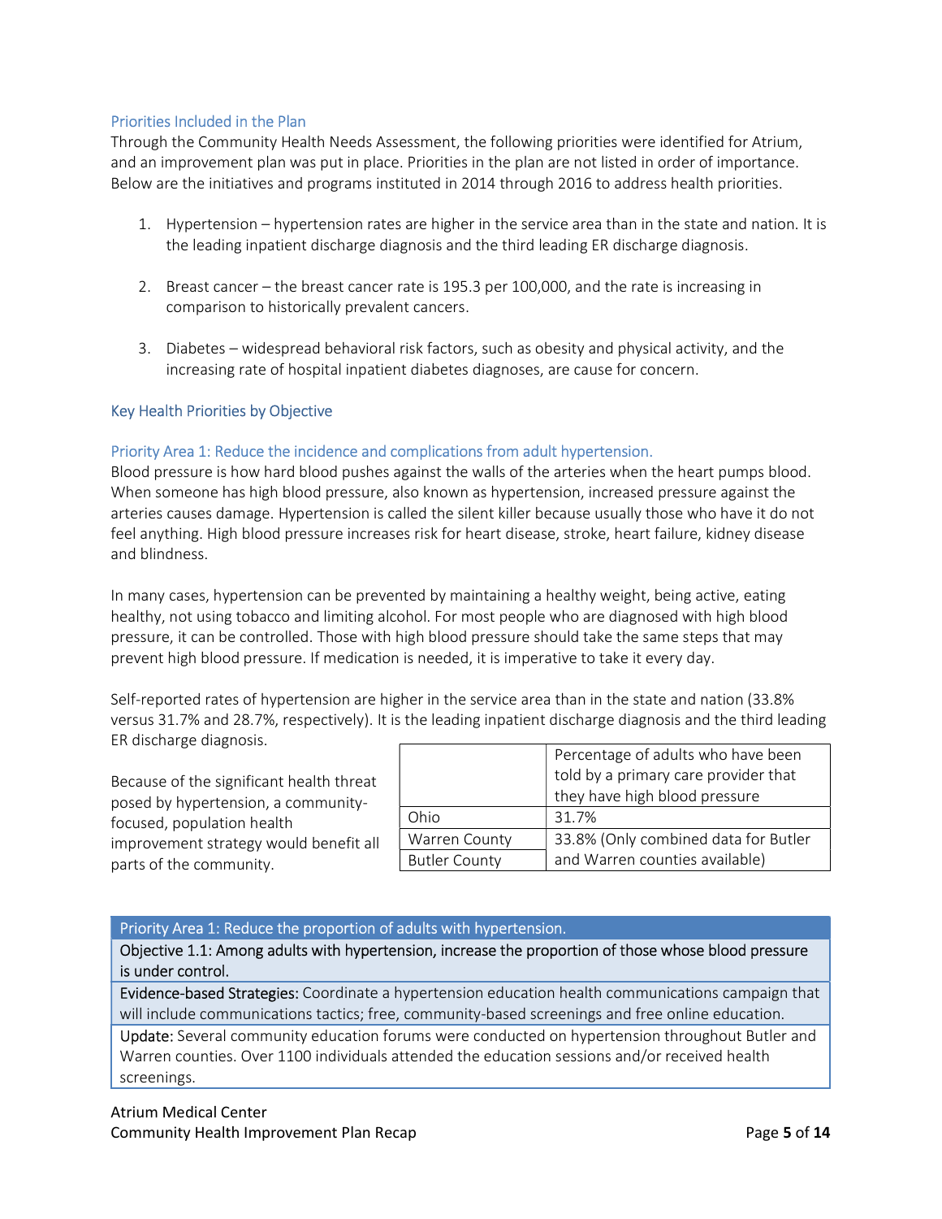## Priorities Included in the Plan

Through the Community Health Needs Assessment, the following priorities were identified for Atrium, and an improvement plan was put in place. Priorities in the plan are not listed in order of importance. Below are the initiatives and programs instituted in 2014 through 2016 to address health priorities.

1. Hypertension – hypertension rates are higher in the service area than in the state and nation. It is the leading inpatient discharge diagnosis and the third leading ER discharge diagnosis.

2. Breast cancer – the breast cancer rate is 195.3 per 100,000, and the rate is increasing in comparison to historically prevalent cancers.

3. Diabetes – widespread behavioral risk factors, such as obesity and physical activity, and the increasing rate of hospital inpatient diabetes diagnoses, are cause for concern.

## Key Health Priorities by Objective

### Priority Area 1: Reduce the incidence and complications from adult hypertension.

Blood pressure is how hard blood pushes against the walls of the arteries when the heart pumps blood. When someone has high blood pressure, also known as hypertension, increased pressure against the arteries causes damage. Hypertension is called the silent killer because usually those who have it do not feel anything. High blood pressure increases risk for heart disease, stroke, heart failure, kidney disease and blindness.

In many cases, hypertension can be prevented by maintaining a healthy weight, being active, eating healthy, not using tobacco and limiting alcohol. For most people who are diagnosed with high blood pressure, it can be controlled. Those with high blood pressure should take the same steps that may prevent high blood pressure. If medication is needed, it is imperative to take it every day.

Self-reported rates of hypertension are higher in the service area than in the state and nation (33.8% versus 31.7% and 28.7%, respectively). It is the leading inpatient discharge diagnosis and the third leading ER discharge diagnosis.

Because of the significant health threat posed by hypertension, a community-focused, population health improvement strategy would benefit all parts of the community.

| | Percentage of adults who have been told by a primary care provider that they have high blood pressure |
|---|---|
| Ohio | 31.7% |
| Warren County | 33.8% (Only combined data for Butler and Warren counties available) |
| Butler County | |

| Priority Area 1: Reduce the proportion of adults with hypertension. |
|---|
| Objective 1.1: Among adults with hypertension, increase the proportion of those whose blood pressure is under control. |
| Evidence-based Strategies: Coordinate a hypertension education health communications campaign that will include communications tactics; free, community-based screenings and free online education. |
| Update: Several community education forums were conducted on hypertension throughout Butler and Warren counties. Over 1100 individuals attended the education sessions and/or received health screenings. |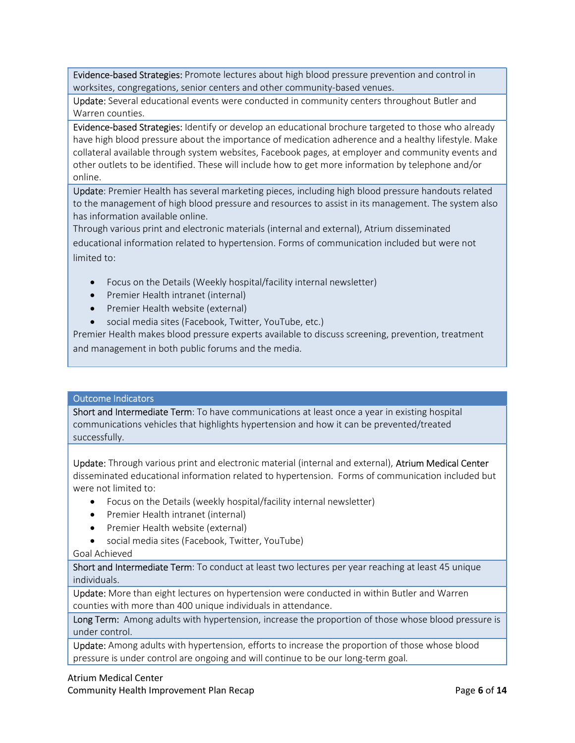**Evidence-based Strategies:** Promote lectures about high blood pressure prevention and control in worksites, congregations, senior centers and other community-based venues.

**Update:** Several educational events were conducted in community centers throughout Butler and Warren counties.

**Evidence-based Strategies:** Identify or develop an educational brochure targeted to those who already have high blood pressure about the importance of medication adherence and a healthy lifestyle. Make collateral available through system websites, Facebook pages, at employer and community events and other outlets to be identified. These will include how to get more information by telephone and/or online.

**Update:** Premier Health has several marketing pieces, including high blood pressure handouts related to the management of high blood pressure and resources to assist in its management. The system also has information available online.

Through various print and electronic materials (internal and external), Atrium disseminated educational information related to hypertension. Forms of communication included but were not limited to:

- Focus on the Details (Weekly hospital/facility internal newsletter)
- Premier Health intranet (internal)
- Premier Health website (external)
- social media sites (Facebook, Twitter, YouTube, etc.)

Premier Health makes blood pressure experts available to discuss screening, prevention, treatment and management in both public forums and the media.

## Outcome Indicators

**Short and Intermediate Term:** To have communications at least once a year in existing hospital communications vehicles that highlights hypertension and how it can be prevented/treated successfully.

**Update:** Through various print and electronic material (internal and external), **Atrium Medical Center** disseminated educational information related to hypertension. Forms of communication included but were not limited to:

- Focus on the Details (weekly hospital/facility internal newsletter)
- Premier Health intranet (internal)
- Premier Health website (external)
- social media sites (Facebook, Twitter, YouTube)

Goal Achieved

**Short and Intermediate Term:** To conduct at least two lectures per year reaching at least 45 unique individuals.

**Update:** More than eight lectures on hypertension were conducted in within Butler and Warren counties with more than 400 unique individuals in attendance.

**Long Term:** Among adults with hypertension, increase the proportion of those whose blood pressure is under control.

**Update:** Among adults with hypertension, efforts to increase the proportion of those whose blood pressure is under control are ongoing and will continue to be our long-term goal.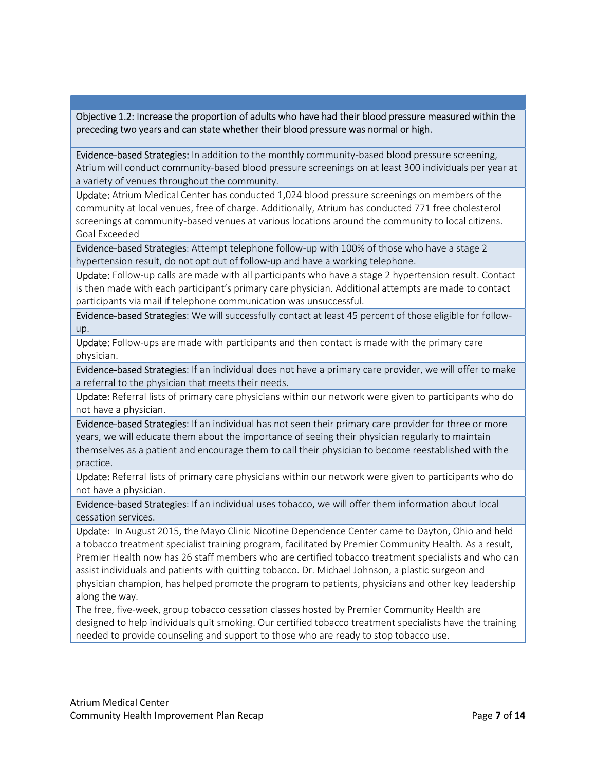Objective 1.2: Increase the proportion of adults who have had their blood pressure measured within the preceding two years and can state whether their blood pressure was normal or high.

**Evidence-based Strategies:** In addition to the monthly community-based blood pressure screening, Atrium will conduct community-based blood pressure screenings on at least 300 individuals per year at a variety of venues throughout the community.

**Update:** Atrium Medical Center has conducted 1,024 blood pressure screenings on members of the community at local venues, free of charge. Additionally, Atrium has conducted 771 free cholesterol screenings at community-based venues at various locations around the community to local citizens. Goal Exceeded

**Evidence-based Strategies**: Attempt telephone follow-up with 100% of those who have a stage 2 hypertension result, do not opt out of follow-up and have a working telephone.

**Update:** Follow-up calls are made with all participants who have a stage 2 hypertension result. Contact is then made with each participant's primary care physician. Additional attempts are made to contact participants via mail if telephone communication was unsuccessful.

**Evidence-based Strategies**: We will successfully contact at least 45 percent of those eligible for follow-up.

**Update:** Follow-ups are made with participants and then contact is made with the primary care physician.

**Evidence-based Strategies**: If an individual does not have a primary care provider, we will offer to make a referral to the physician that meets their needs.

**Update:** Referral lists of primary care physicians within our network were given to participants who do not have a physician.

**Evidence-based Strategies**: If an individual has not seen their primary care provider for three or more years, we will educate them about the importance of seeing their physician regularly to maintain themselves as a patient and encourage them to call their physician to become reestablished with the practice.

**Update:** Referral lists of primary care physicians within our network were given to participants who do not have a physician.

**Evidence-based Strategies**: If an individual uses tobacco, we will offer them information about local cessation services.

**Update:** In August 2015, the Mayo Clinic Nicotine Dependence Center came to Dayton, Ohio and held a tobacco treatment specialist training program, facilitated by Premier Community Health. As a result, Premier Health now has 26 staff members who are certified tobacco treatment specialists and who can assist individuals and patients with quitting tobacco. Dr. Michael Johnson, a plastic surgeon and physician champion, has helped promote the program to patients, physicians and other key leadership along the way.

The free, five-week, group tobacco cessation classes hosted by Premier Community Health are designed to help individuals quit smoking. Our certified tobacco treatment specialists have the training needed to provide counseling and support to those who are ready to stop tobacco use.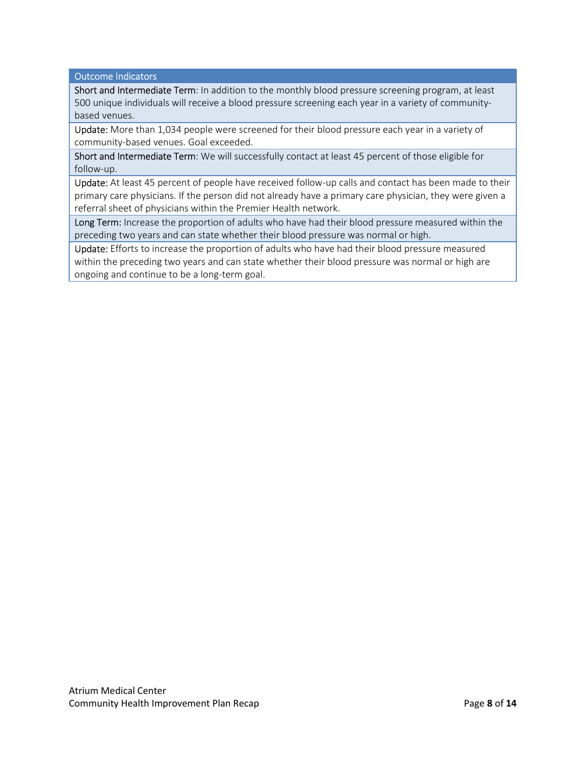| Outcome Indicators |
| --- |
| Short and Intermediate Term: In addition to the monthly blood pressure screening program, at least 500 unique individuals will receive a blood pressure screening each year in a variety of community-based venues. |
| Update: More than 1,034 people were screened for their blood pressure each year in a variety of community-based venues. Goal exceeded. |
| Short and Intermediate Term: We will successfully contact at least 45 percent of those eligible for follow-up. |
| Update: At least 45 percent of people have received follow-up calls and contact has been made to their primary care physicians. If the person did not already have a primary care physician, they were given a referral sheet of physicians within the Premier Health network. |
| Long Term: Increase the proportion of adults who have had their blood pressure measured within the preceding two years and can state whether their blood pressure was normal or high. |
| Update: Efforts to increase the proportion of adults who have had their blood pressure measured within the preceding two years and can state whether their blood pressure was normal or high are ongoing and continue to be a long-term goal. |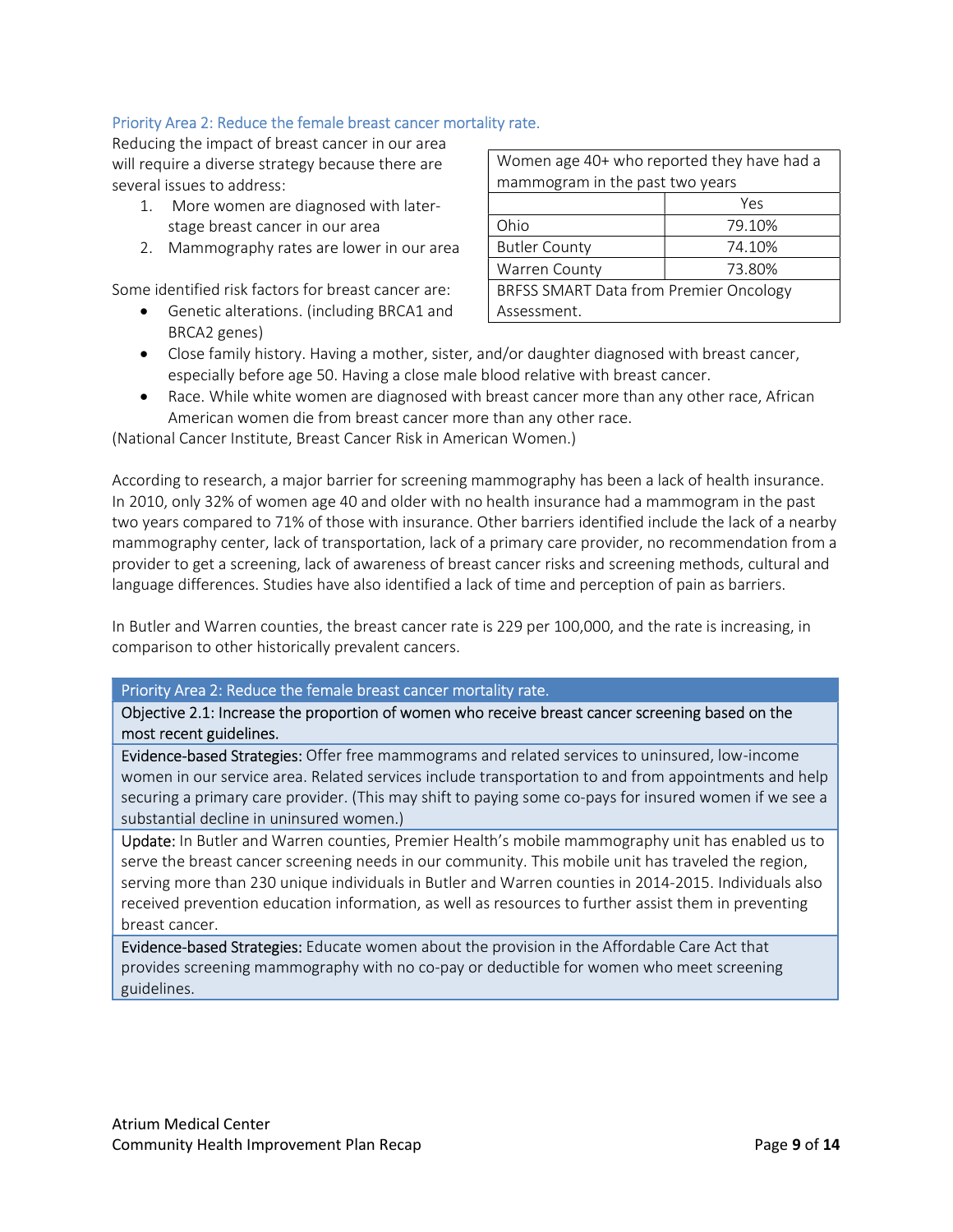## Priority Area 2: Reduce the female breast cancer mortality rate.

Reducing the impact of breast cancer in our area will require a diverse strategy because there are several issues to address:

1. More women are diagnosed with later-stage breast cancer in our area
2. Mammography rates are lower in our area

| Women age 40+ who reported they have had a mammogram in the past two years | |
|---|---|
| | Yes |
| Ohio | 79.10% |
| Butler County | 74.10% |
| Warren County | 73.80% |
| BRFSS SMART Data from Premier Oncology Assessment. | |

Some identified risk factors for breast cancer are:

- Genetic alterations. (including BRCA1 and BRCA2 genes)
- Close family history. Having a mother, sister, and/or daughter diagnosed with breast cancer, especially before age 50. Having a close male blood relative with breast cancer.
- Race. While white women are diagnosed with breast cancer more than any other race, African American women die from breast cancer more than any other race.

(National Cancer Institute, Breast Cancer Risk in American Women.)

According to research, a major barrier for screening mammography has been a lack of health insurance. In 2010, only 32% of women age 40 and older with no health insurance had a mammogram in the past two years compared to 71% of those with insurance. Other barriers identified include the lack of a nearby mammography center, lack of transportation, lack of a primary care provider, no recommendation from a provider to get a screening, lack of awareness of breast cancer risks and screening methods, cultural and language differences. Studies have also identified a lack of time and perception of pain as barriers.

In Butler and Warren counties, the breast cancer rate is 229 per 100,000, and the rate is increasing, in comparison to other historically prevalent cancers.

| Priority Area 2: Reduce the female breast cancer mortality rate. |
|---|
| Objective 2.1: Increase the proportion of women who receive breast cancer screening based on the most recent guidelines. |
| Evidence-based Strategies: Offer free mammograms and related services to uninsured, low-income women in our service area. Related services include transportation to and from appointments and help securing a primary care provider. (This may shift to paying some co-pays for insured women if we see a substantial decline in uninsured women.) |
| Update: In Butler and Warren counties, Premier Health's mobile mammography unit has enabled us to serve the breast cancer screening needs in our community. This mobile unit has traveled the region, serving more than 230 unique individuals in Butler and Warren counties in 2014-2015. Individuals also received prevention education information, as well as resources to further assist them in preventing breast cancer. |
| Evidence-based Strategies: Educate women about the provision in the Affordable Care Act that provides screening mammography with no co-pay or deductible for women who meet screening guidelines. |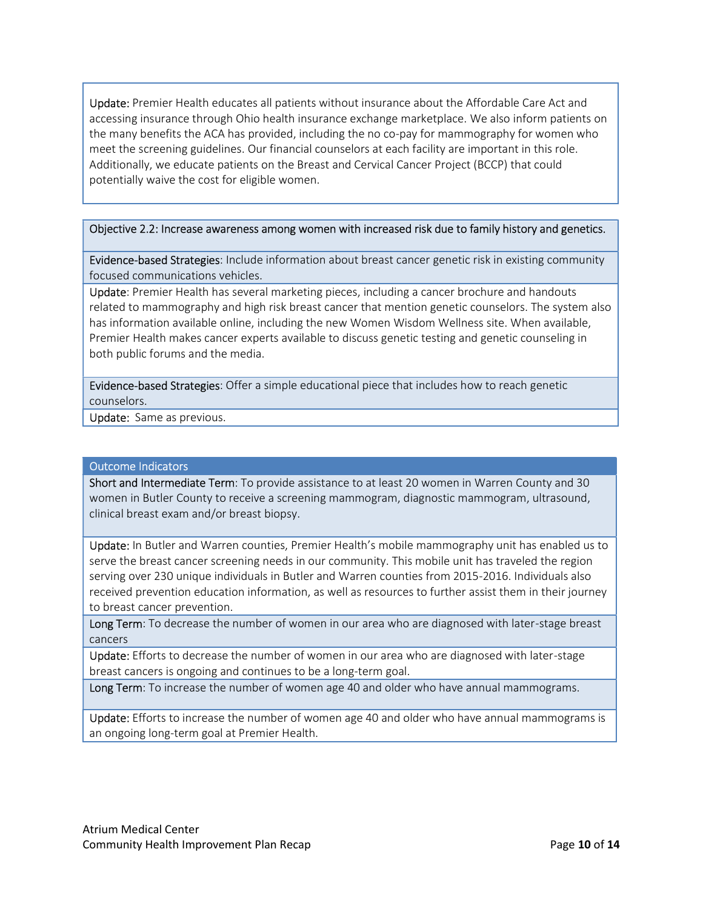Update: Premier Health educates all patients without insurance about the Affordable Care Act and accessing insurance through Ohio health insurance exchange marketplace. We also inform patients on the many benefits the ACA has provided, including the no co-pay for mammography for women who meet the screening guidelines. Our financial counselors at each facility are important in this role. Additionally, we educate patients on the Breast and Cervical Cancer Project (BCCP) that could potentially waive the cost for eligible women.

Objective 2.2: Increase awareness among women with increased risk due to family history and genetics.

Evidence-based Strategies: Include information about breast cancer genetic risk in existing community focused communications vehicles.

Update: Premier Health has several marketing pieces, including a cancer brochure and handouts related to mammography and high risk breast cancer that mention genetic counselors. The system also has information available online, including the new Women Wisdom Wellness site. When available, Premier Health makes cancer experts available to discuss genetic testing and genetic counseling in both public forums and the media.

Evidence-based Strategies: Offer a simple educational piece that includes how to reach genetic counselors.

Update: Same as previous.

| Outcome Indicators |
| --- |
| Short and Intermediate Term: To provide assistance to at least 20 women in Warren County and 30 women in Butler County to receive a screening mammogram, diagnostic mammogram, ultrasound, clinical breast exam and/or breast biopsy. |
| Update: In Butler and Warren counties, Premier Health's mobile mammography unit has enabled us to serve the breast cancer screening needs in our community. This mobile unit has traveled the region serving over 230 unique individuals in Butler and Warren counties from 2015-2016. Individuals also received prevention education information, as well as resources to further assist them in their journey to breast cancer prevention. |
| Long Term: To decrease the number of women in our area who are diagnosed with later-stage breast cancers |
| Update: Efforts to decrease the number of women in our area who are diagnosed with later-stage breast cancers is ongoing and continues to be a long-term goal. |
| Long Term: To increase the number of women age 40 and older who have annual mammograms. |
| Update: Efforts to increase the number of women age 40 and older who have annual mammograms is an ongoing long-term goal at Premier Health. |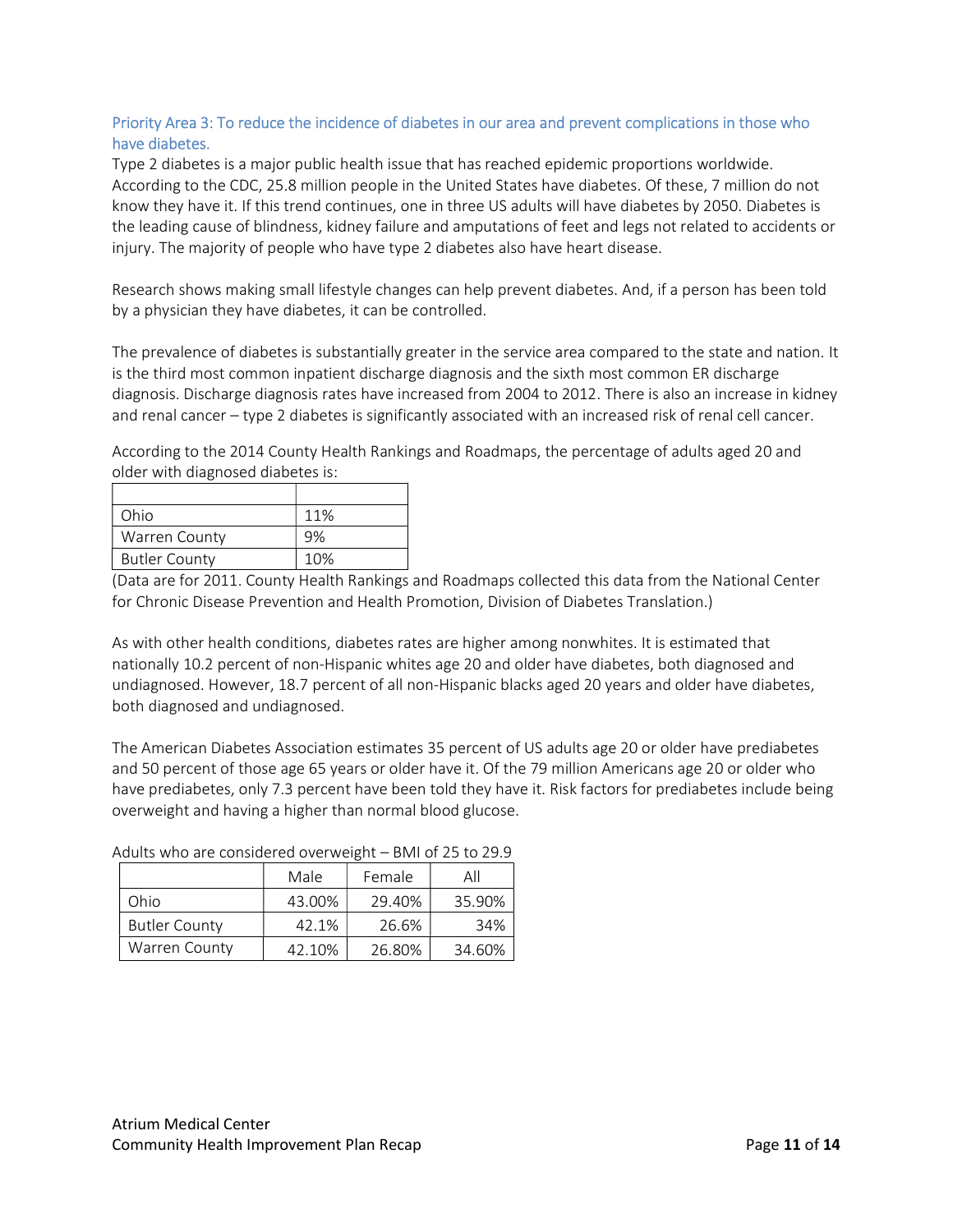## Priority Area 3: To reduce the incidence of diabetes in our area and prevent complications in those who have diabetes.

Type 2 diabetes is a major public health issue that has reached epidemic proportions worldwide. According to the CDC, 25.8 million people in the United States have diabetes. Of these, 7 million do not know they have it. If this trend continues, one in three US adults will have diabetes by 2050. Diabetes is the leading cause of blindness, kidney failure and amputations of feet and legs not related to accidents or injury. The majority of people who have type 2 diabetes also have heart disease.

Research shows making small lifestyle changes can help prevent diabetes. And, if a person has been told by a physician they have diabetes, it can be controlled.

The prevalence of diabetes is substantially greater in the service area compared to the state and nation. It is the third most common inpatient discharge diagnosis and the sixth most common ER discharge diagnosis. Discharge diagnosis rates have increased from 2004 to 2012. There is also an increase in kidney and renal cancer – type 2 diabetes is significantly associated with an increased risk of renal cell cancer.

According to the 2014 County Health Rankings and Roadmaps, the percentage of adults aged 20 and older with diagnosed diabetes is:

| | |
|---|---|
| Ohio | 11% |
| Warren County | 9% |
| Butler County | 10% |

(Data are for 2011. County Health Rankings and Roadmaps collected this data from the National Center for Chronic Disease Prevention and Health Promotion, Division of Diabetes Translation.)

As with other health conditions, diabetes rates are higher among nonwhites. It is estimated that nationally 10.2 percent of non-Hispanic whites age 20 and older have diabetes, both diagnosed and undiagnosed. However, 18.7 percent of all non-Hispanic blacks aged 20 years and older have diabetes, both diagnosed and undiagnosed.

The American Diabetes Association estimates 35 percent of US adults age 20 or older have prediabetes and 50 percent of those age 65 years or older have it. Of the 79 million Americans age 20 or older who have prediabetes, only 7.3 percent have been told they have it. Risk factors for prediabetes include being overweight and having a higher than normal blood glucose.

Adults who are considered overweight – BMI of 25 to 29.9

| | Male | Female | All |
|---|---|---|---|
| Ohio | 43.00% | 29.40% | 35.90% |
| Butler County | 42.1% | 26.6% | 34% |
| Warren County | 42.10% | 26.80% | 34.60% |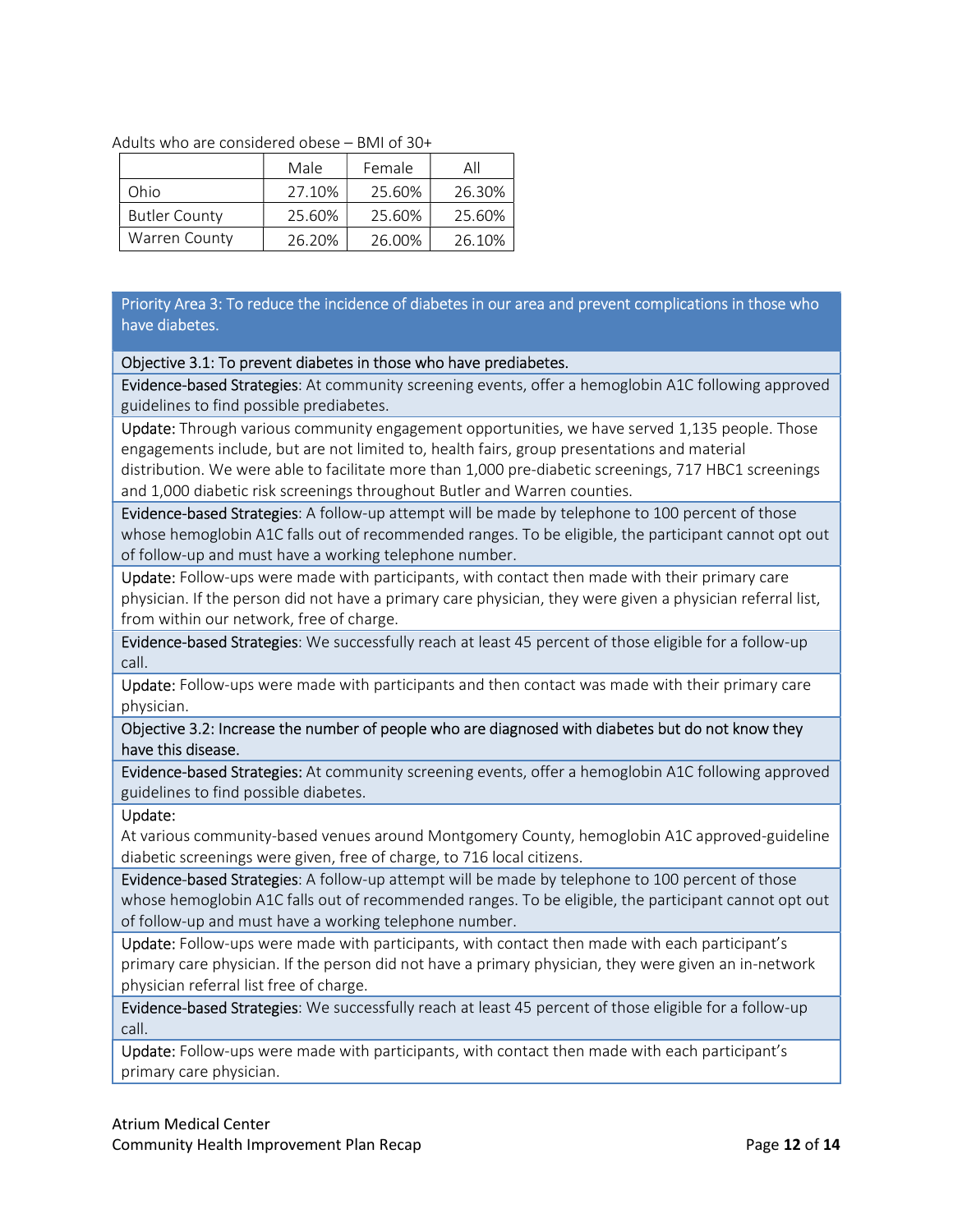Adults who are considered obese – BMI of 30+

| | Male | Female | All |
|---|---|---|---|
| Ohio | 27.10% | 25.60% | 26.30% |
| Butler County | 25.60% | 25.60% | 25.60% |
| Warren County | 26.20% | 26.00% | 26.10% |

## Priority Area 3: To reduce the incidence of diabetes in our area and prevent complications in those who have diabetes.

**Objective 3.1: To prevent diabetes in those who have prediabetes.**

Evidence-based Strategies: At community screening events, offer a hemoglobin A1C following approved guidelines to find possible prediabetes.

Update: Through various community engagement opportunities, we have served 1,135 people. Those engagements include, but are not limited to, health fairs, group presentations and material distribution. We were able to facilitate more than 1,000 pre-diabetic screenings, 717 HBC1 screenings and 1,000 diabetic risk screenings throughout Butler and Warren counties.

Evidence-based Strategies: A follow-up attempt will be made by telephone to 100 percent of those whose hemoglobin A1C falls out of recommended ranges. To be eligible, the participant cannot opt out of follow-up and must have a working telephone number.

Update: Follow-ups were made with participants, with contact then made with their primary care physician. If the person did not have a primary care physician, they were given a physician referral list, from within our network, free of charge.

Evidence-based Strategies: We successfully reach at least 45 percent of those eligible for a follow-up call.

Update: Follow-ups were made with participants and then contact was made with their primary care physician.

**Objective 3.2: Increase the number of people who are diagnosed with diabetes but do not know they have this disease.**

Evidence-based Strategies: At community screening events, offer a hemoglobin A1C following approved guidelines to find possible diabetes.

Update:
At various community-based venues around Montgomery County, hemoglobin A1C approved-guideline diabetic screenings were given, free of charge, to 716 local citizens.

Evidence-based Strategies: A follow-up attempt will be made by telephone to 100 percent of those whose hemoglobin A1C falls out of recommended ranges. To be eligible, the participant cannot opt out of follow-up and must have a working telephone number.

Update: Follow-ups were made with participants, with contact then made with each participant's primary care physician. If the person did not have a primary physician, they were given an in-network physician referral list free of charge.

Evidence-based Strategies: We successfully reach at least 45 percent of those eligible for a follow-up call.

Update: Follow-ups were made with participants, with contact then made with each participant's primary care physician.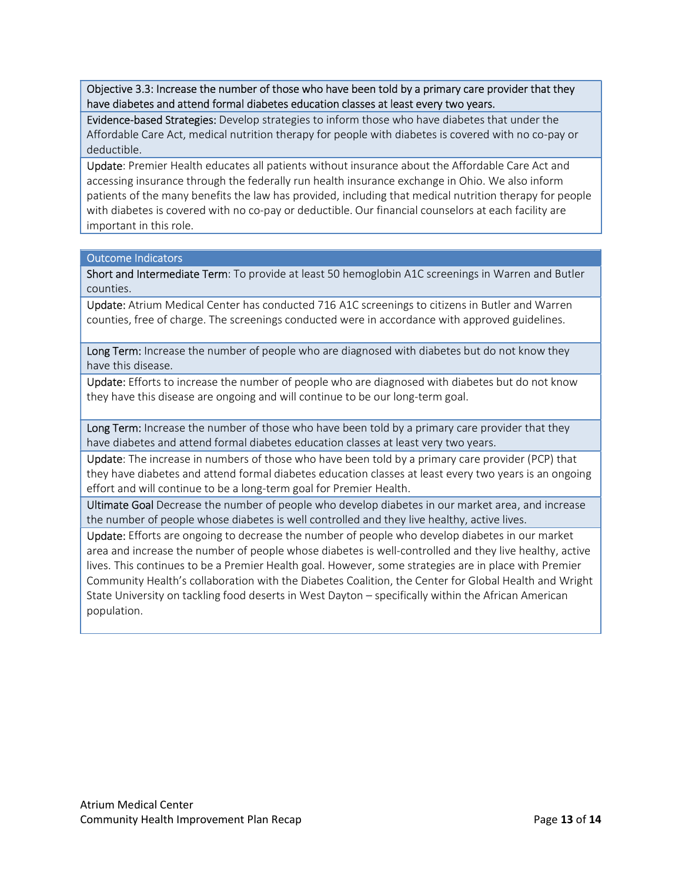Objective 3.3: Increase the number of those who have been told by a primary care provider that they have diabetes and attend formal diabetes education classes at least every two years.

Evidence-based Strategies: Develop strategies to inform those who have diabetes that under the Affordable Care Act, medical nutrition therapy for people with diabetes is covered with no co-pay or deductible.

Update: Premier Health educates all patients without insurance about the Affordable Care Act and accessing insurance through the federally run health insurance exchange in Ohio. We also inform patients of the many benefits the law has provided, including that medical nutrition therapy for people with diabetes is covered with no co-pay or deductible. Our financial counselors at each facility are important in this role.

## Outcome Indicators

Short and Intermediate Term: To provide at least 50 hemoglobin A1C screenings in Warren and Butler counties.

Update: Atrium Medical Center has conducted 716 A1C screenings to citizens in Butler and Warren counties, free of charge. The screenings conducted were in accordance with approved guidelines.

Long Term: Increase the number of people who are diagnosed with diabetes but do not know they have this disease.

Update: Efforts to increase the number of people who are diagnosed with diabetes but do not know they have this disease are ongoing and will continue to be our long-term goal.

Long Term: Increase the number of those who have been told by a primary care provider that they have diabetes and attend formal diabetes education classes at least very two years.

Update: The increase in numbers of those who have been told by a primary care provider (PCP) that they have diabetes and attend formal diabetes education classes at least every two years is an ongoing effort and will continue to be a long-term goal for Premier Health.

Ultimate Goal Decrease the number of people who develop diabetes in our market area, and increase the number of people whose diabetes is well controlled and they live healthy, active lives.

Update: Efforts are ongoing to decrease the number of people who develop diabetes in our market area and increase the number of people whose diabetes is well-controlled and they live healthy, active lives. This continues to be a Premier Health goal. However, some strategies are in place with Premier Community Health's collaboration with the Diabetes Coalition, the Center for Global Health and Wright State University on tackling food deserts in West Dayton – specifically within the African American population.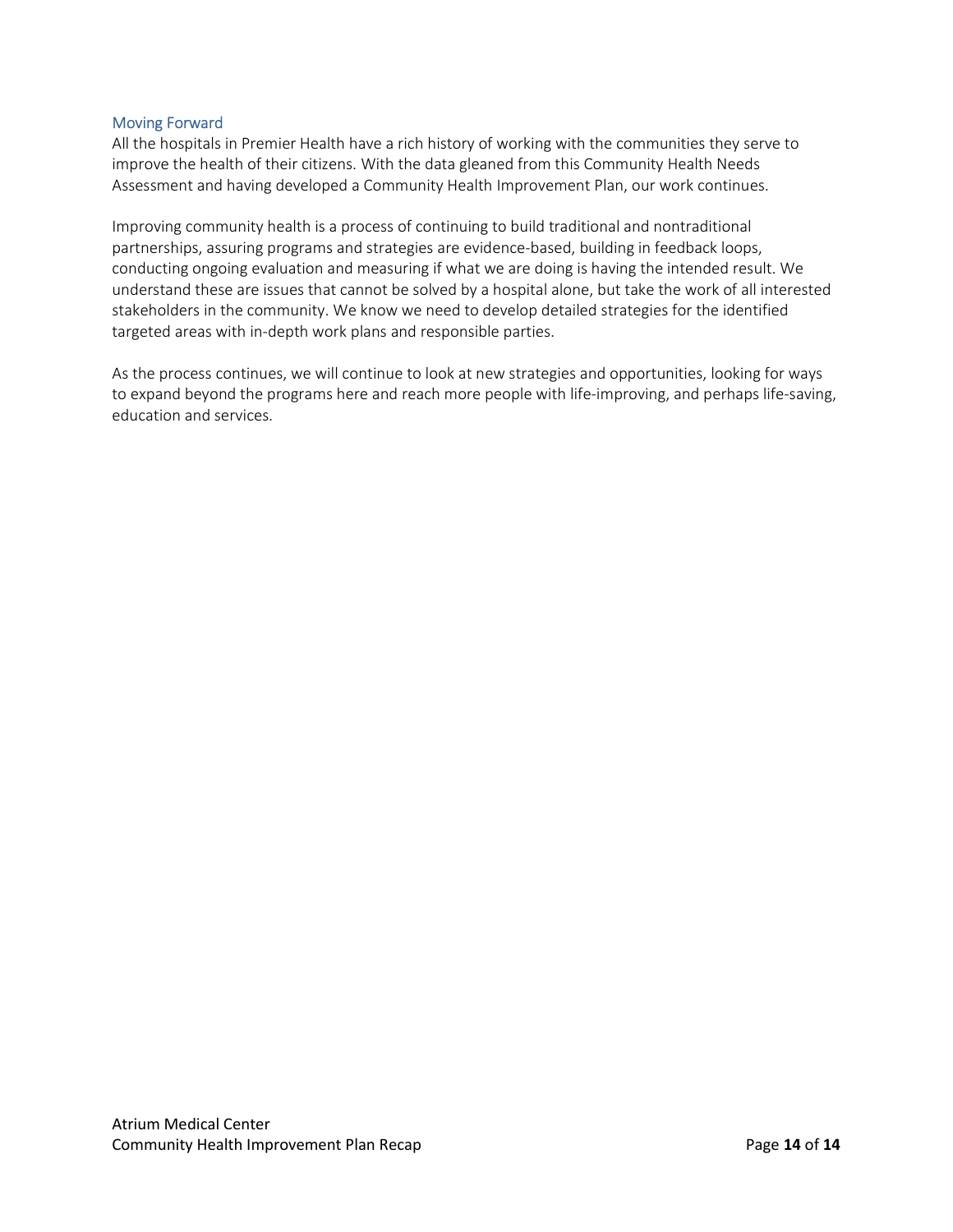## Moving Forward

All the hospitals in Premier Health have a rich history of working with the communities they serve to improve the health of their citizens. With the data gleaned from this Community Health Needs Assessment and having developed a Community Health Improvement Plan, our work continues.

Improving community health is a process of continuing to build traditional and nontraditional partnerships, assuring programs and strategies are evidence-based, building in feedback loops, conducting ongoing evaluation and measuring if what we are doing is having the intended result. We understand these are issues that cannot be solved by a hospital alone, but take the work of all interested stakeholders in the community. We know we need to develop detailed strategies for the identified targeted areas with in-depth work plans and responsible parties.

As the process continues, we will continue to look at new strategies and opportunities, looking for ways to expand beyond the programs here and reach more people with life-improving, and perhaps life-saving, education and services.